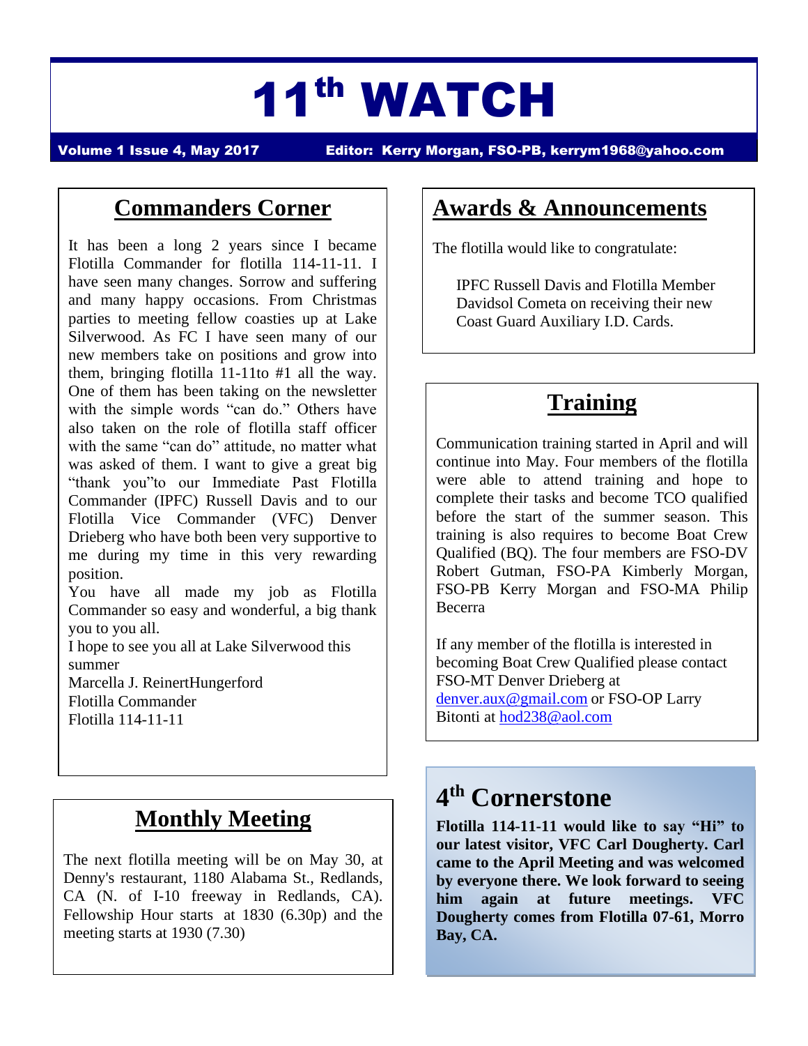# 11th WATCH

**Volume 1 Issue 4, May 2017** **Editor: Kerry Morgan, FSO-PB, kerrym1968@yahoo.com**

## Commanders Corner

It has been a long 2 years since I became Flotilla Commander for flotilla 114-11-11. I have seen many changes. Sorrow and suffering and many happy occasions. From Christmas parties to meeting fellow coasties up at Lake Silverwood. As FC I have seen many of our new members take on positions and grow into them, bringing flotilla 11-11to #1 all the way. One of them has been taking on the newsletter with the simple words "can do." Others have also taken on the role of flotilla staff officer with the same "can do" attitude, no matter what was asked of them. I want to give a great big "thank you"to our Immediate Past Flotilla Commander (IPFC) Russell Davis and to our Flotilla Vice Commander (VFC) Denver Drieberg who have both been very supportive to me during my time in this very rewarding position.

You have all made my job as Flotilla Commander so easy and wonderful, a big thank you to you all.

I hope to see you all at Lake Silverwood this summer

Marcella J. ReinertHungerford
Flotilla Commander
Flotilla 114-11-11

## Monthly Meeting

The next flotilla meeting will be on May 30, at Denny's restaurant, 1180 Alabama St., Redlands, CA (N. of I-10 freeway in Redlands, CA). Fellowship Hour starts at 1830 (6.30p) and the meeting starts at 1930 (7.30)

## Awards & Announcements

The flotilla would like to congratulate:

IPFC Russell Davis and Flotilla Member Davidsol Cometa on receiving their new Coast Guard Auxiliary I.D. Cards.

## Training

Communication training started in April and will continue into May. Four members of the flotilla were able to attend training and hope to complete their tasks and become TCO qualified before the start of the summer season. This training is also requires to become Boat Crew Qualified (BQ). The four members are FSO-DV Robert Gutman, FSO-PA Kimberly Morgan, FSO-PB Kerry Morgan and FSO-MA Philip Becerra

If any member of the flotilla is interested in becoming Boat Crew Qualified please contact FSO-MT Denver Drieberg at denver.aux@gmail.com or FSO-OP Larry Bitonti at hod238@aol.com

## 4th Cornerstone

**Flotilla 114-11-11 would like to say "Hi" to our latest visitor, VFC Carl Dougherty. Carl came to the April Meeting and was welcomed by everyone there. We look forward to seeing him again at future meetings. VFC Dougherty comes from Flotilla 07-61, Morro Bay, CA.**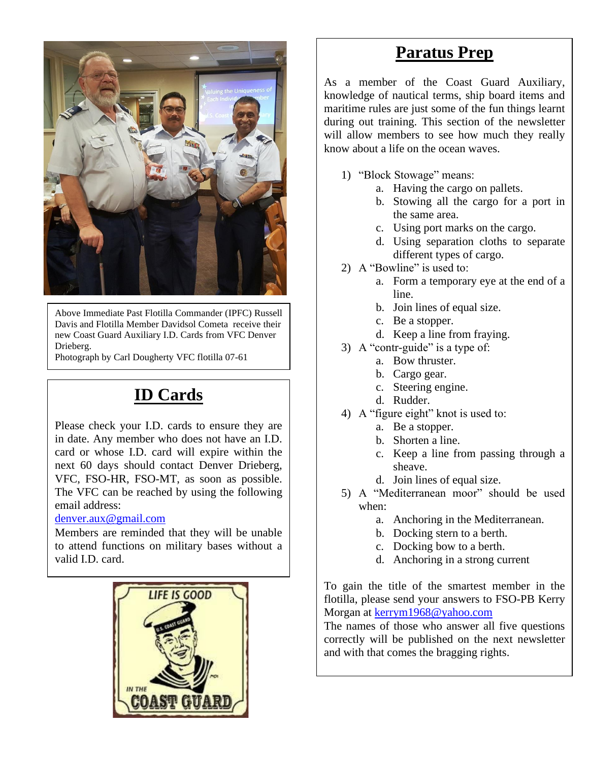Above Immediate Past Flotilla Commander (IPFC) Russell Davis and Flotilla Member Davidsol Cometa receive their new Coast Guard Auxiliary I.D. Cards from VFC Denver Drieberg.
Photograph by Carl Dougherty VFC flotilla 07-61

## ID Cards

Please check your I.D. cards to ensure they are in date. Any member who does not have an I.D. card or whose I.D. card will expire within the next 60 days should contact Denver Drieberg, VFC, FSO-HR, FSO-MT, as soon as possible. The VFC can be reached by using the following email address:
denver.aux@gmail.com
Members are reminded that they will be unable to attend functions on military bases without a valid I.D. card.

## Paratus Prep

As a member of the Coast Guard Auxiliary, knowledge of nautical terms, ship board items and maritime rules are just some of the fun things learnt during out training. This section of the newsletter will allow members to see how much they really know about a life on the ocean waves.

1) "Block Stowage" means:
   a. Having the cargo on pallets.
   b. Stowing all the cargo for a port in the same area.
   c. Using port marks on the cargo.
   d. Using separation cloths to separate different types of cargo.
2) A "Bowline" is used to:
   a. Form a temporary eye at the end of a line.
   b. Join lines of equal size.
   c. Be a stopper.
   d. Keep a line from fraying.
3) A "contr-guide" is a type of:
   a. Bow thruster.
   b. Cargo gear.
   c. Steering engine.
   d. Rudder.
4) A "figure eight" knot is used to:
   a. Be a stopper.
   b. Shorten a line.
   c. Keep a line from passing through a sheave.
   d. Join lines of equal size.
5) A "Mediterranean moor" should be used when:
   a. Anchoring in the Mediterranean.
   b. Docking stern to a berth.
   c. Docking bow to a berth.
   d. Anchoring in a strong current

To gain the title of the smartest member in the flotilla, please send your answers to FSO-PB Kerry Morgan at kerrym1968@yahoo.com
The names of those who answer all five questions correctly will be published on the next newsletter and with that comes the bragging rights.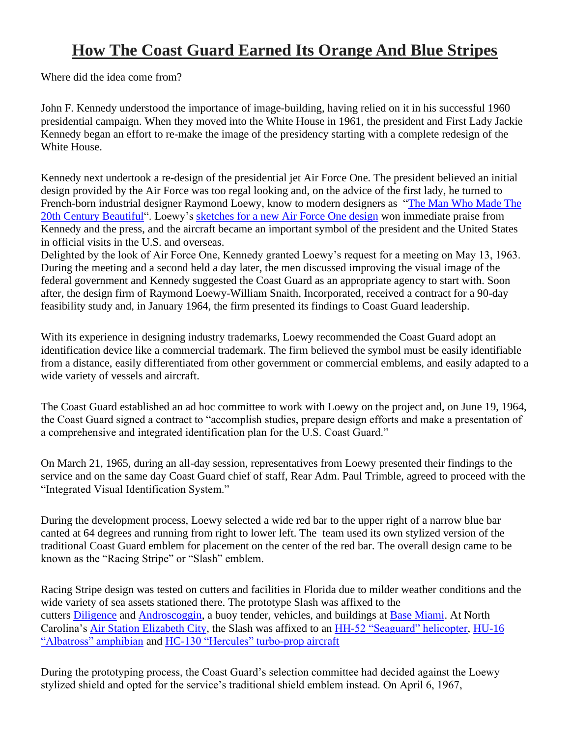# How The Coast Guard Earned Its Orange And Blue Stripes

Where did the idea come from?

John F. Kennedy understood the importance of image-building, having relied on it in his successful 1960 presidential campaign. When they moved into the White House in 1961, the president and First Lady Jackie Kennedy began an effort to re-make the image of the presidency starting with a complete redesign of the White House.

Kennedy next undertook a re-design of the presidential jet Air Force One. The president believed an initial design provided by the Air Force was too regal looking and, on the advice of the first lady, he turned to French-born industrial designer Raymond Loewy, know to modern designers as "The Man Who Made The 20th Century Beautiful". Loewy's sketches for a new Air Force One design won immediate praise from Kennedy and the press, and the aircraft became an important symbol of the president and the United States in official visits in the U.S. and overseas.
Delighted by the look of Air Force One, Kennedy granted Loewy's request for a meeting on May 13, 1963. During the meeting and a second held a day later, the men discussed improving the visual image of the federal government and Kennedy suggested the Coast Guard as an appropriate agency to start with. Soon after, the design firm of Raymond Loewy-William Snaith, Incorporated, received a contract for a 90-day feasibility study and, in January 1964, the firm presented its findings to Coast Guard leadership.

With its experience in designing industry trademarks, Loewy recommended the Coast Guard adopt an identification device like a commercial trademark. The firm believed the symbol must be easily identifiable from a distance, easily differentiated from other government or commercial emblems, and easily adapted to a wide variety of vessels and aircraft.

The Coast Guard established an ad hoc committee to work with Loewy on the project and, on June 19, 1964, the Coast Guard signed a contract to "accomplish studies, prepare design efforts and make a presentation of a comprehensive and integrated identification plan for the U.S. Coast Guard."

On March 21, 1965, during an all-day session, representatives from Loewy presented their findings to the service and on the same day Coast Guard chief of staff, Rear Adm. Paul Trimble, agreed to proceed with the "Integrated Visual Identification System."

During the development process, Loewy selected a wide red bar to the upper right of a narrow blue bar canted at 64 degrees and running from right to lower left. The team used its own stylized version of the traditional Coast Guard emblem for placement on the center of the red bar. The overall design came to be known as the "Racing Stripe" or "Slash" emblem.

Racing Stripe design was tested on cutters and facilities in Florida due to milder weather conditions and the wide variety of sea assets stationed there. The prototype Slash was affixed to the cutters Diligence and Androscoggin, a buoy tender, vehicles, and buildings at Base Miami. At North Carolina's Air Station Elizabeth City, the Slash was affixed to an HH-52 "Seaguard" helicopter, HU-16 "Albatross" amphibian and HC-130 "Hercules" turbo-prop aircraft

During the prototyping process, the Coast Guard's selection committee had decided against the Loewy stylized shield and opted for the service's traditional shield emblem instead. On April 6, 1967,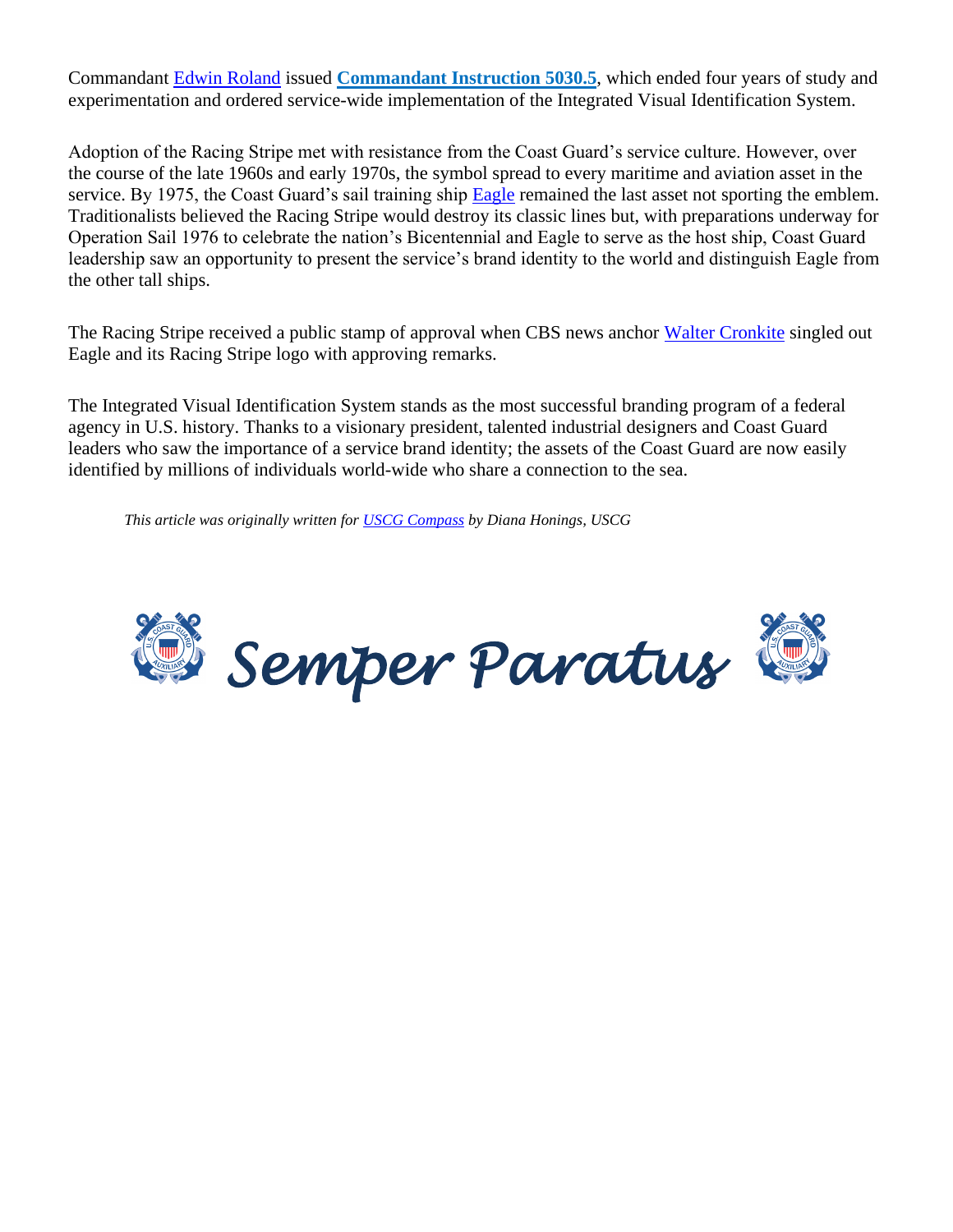Commandant Edwin Roland issued **Commandant Instruction 5030.5**, which ended four years of study and experimentation and ordered service-wide implementation of the Integrated Visual Identification System.

Adoption of the Racing Stripe met with resistance from the Coast Guard's service culture. However, over the course of the late 1960s and early 1970s, the symbol spread to every maritime and aviation asset in the service. By 1975, the Coast Guard's sail training ship Eagle remained the last asset not sporting the emblem. Traditionalists believed the Racing Stripe would destroy its classic lines but, with preparations underway for Operation Sail 1976 to celebrate the nation's Bicentennial and Eagle to serve as the host ship, Coast Guard leadership saw an opportunity to present the service's brand identity to the world and distinguish Eagle from the other tall ships.

The Racing Stripe received a public stamp of approval when CBS news anchor Walter Cronkite singled out Eagle and its Racing Stripe logo with approving remarks.

The Integrated Visual Identification System stands as the most successful branding program of a federal agency in U.S. history. Thanks to a visionary president, talented industrial designers and Coast Guard leaders who saw the importance of a service brand identity; the assets of the Coast Guard are now easily identified by millions of individuals world-wide who share a connection to the sea.

*This article was originally written for USCG Compass by Diana Honings, USCG*

***Semper Paratus***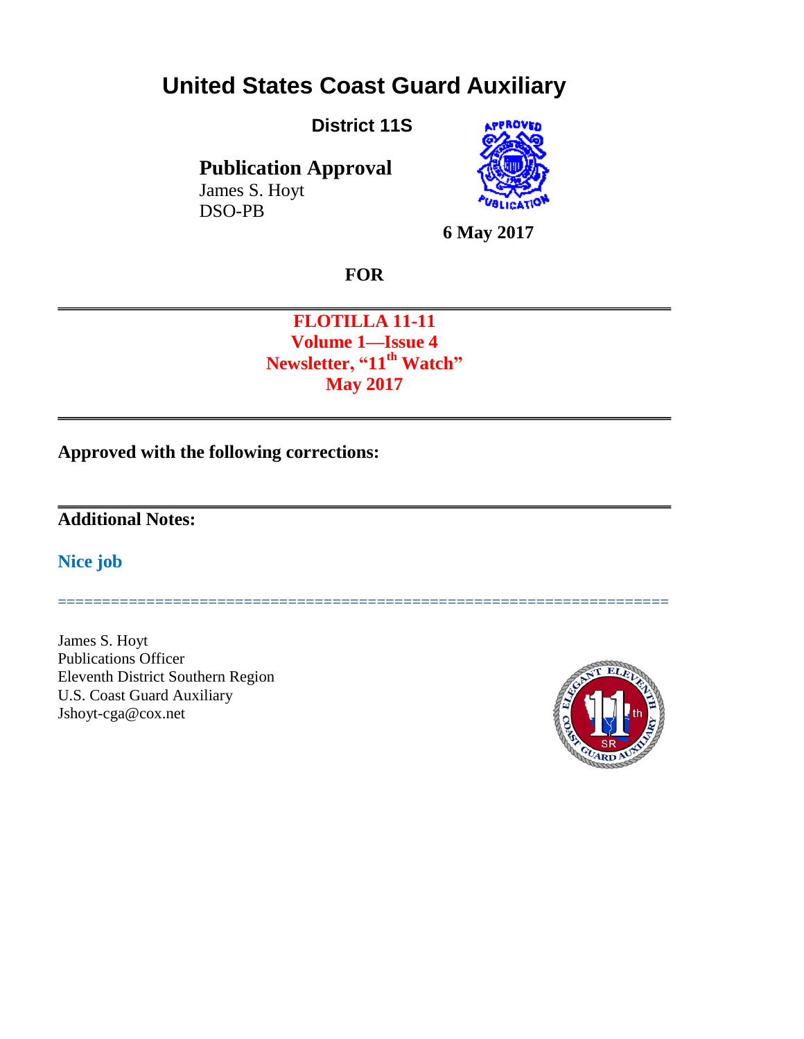# United States Coast Guard Auxiliary

**District 11S**

**Publication Approval**
James S. Hoyt
DSO-PB

**6 May 2017**

**FOR**

---

**FLOTILLA 11-11**
**Volume 1—Issue 4**
**Newsletter, “11th Watch”**
**May 2017**

---

**Approved with the following corrections:**

---

**Additional Notes:**

**Nice job**

=================================================================

James S. Hoyt
Publications Officer
Eleventh District Southern Region
U.S. Coast Guard Auxiliary
Jshoyt-cga@cox.net